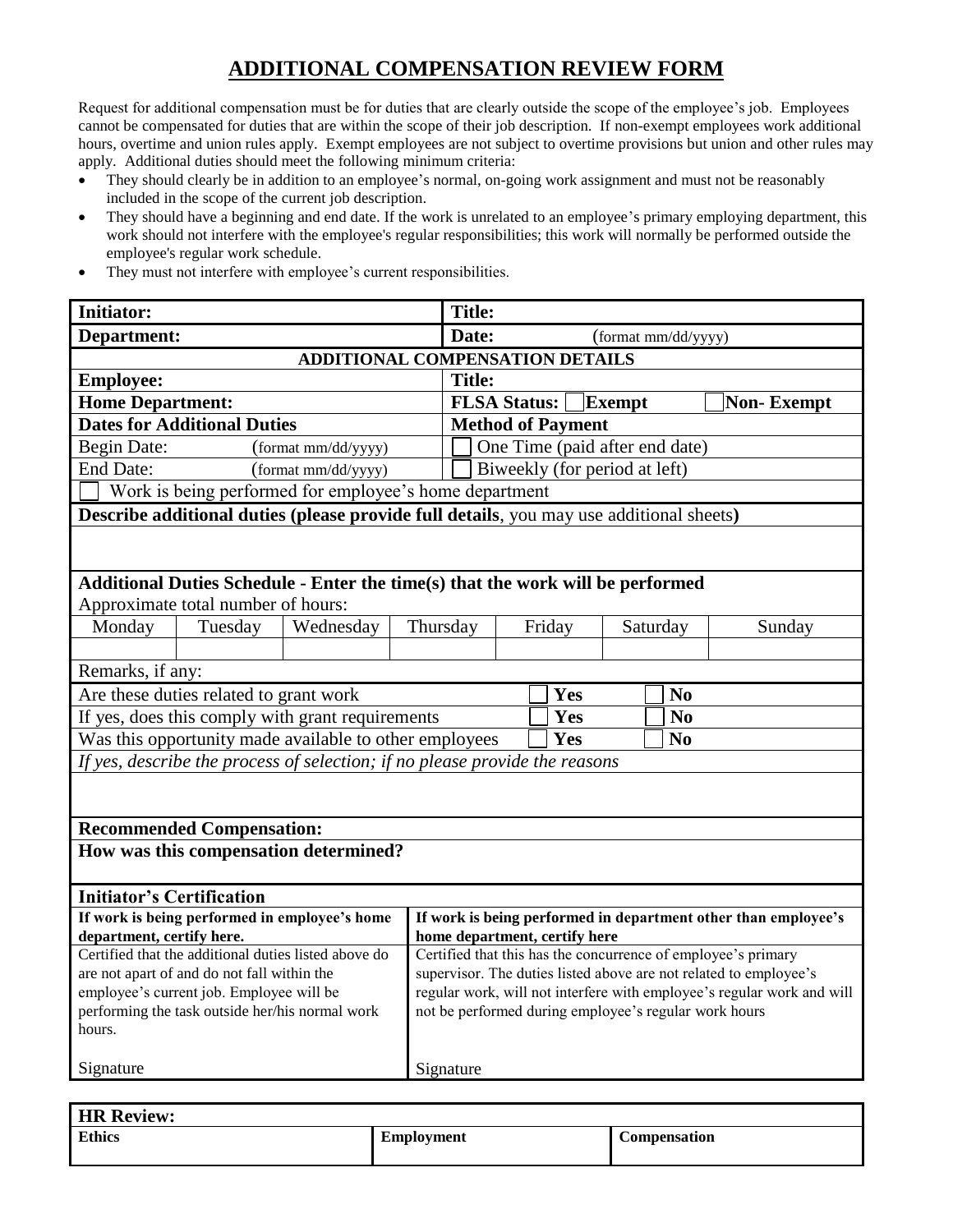# ADDITIONAL COMPENSATION REVIEW FORM

Request for additional compensation must be for duties that are clearly outside the scope of the employee's job. Employees cannot be compensated for duties that are within the scope of their job description. If non-exempt employees work additional hours, overtime and union rules apply. Exempt employees are not subject to overtime provisions but union and other rules may apply. Additional duties should meet the following minimum criteria:

- They should clearly be in addition to an employee's normal, on-going work assignment and must not be reasonably included in the scope of the current job description.
- They should have a beginning and end date. If the work is unrelated to an employee's primary employing department, this work should not interfere with the employee's regular responsibilities; this work will normally be performed outside the employee's regular work schedule.
- They must not interfere with employee's current responsibilities.

| **Initiator:** | **Title:** |
|---|---|
| **Department:** | **Date:** (format mm/dd/yyyy) |

**ADDITIONAL COMPENSATION DETAILS**

| **Employee:** | **Title:** |
|---|---|
| **Home Department:** | **FLSA Status:** ☐ **Exempt** ☐ **Non- Exempt** |
| **Dates for Additional Duties** | **Method of Payment** |
| Begin Date: (format mm/dd/yyyy) | ☐ One Time (paid after end date) |
| End Date: (format mm/dd/yyyy) | ☐ Biweekly (for period at left) |

☐ Work is being performed for employee's home department

**Describe additional duties (please provide full details**, you may use additional sheets**)**

**Additional Duties Schedule - Enter the time(s) that the work will be performed**

Approximate total number of hours:

| Monday | Tuesday | Wednesday | Thursday | Friday | Saturday | Sunday |
|---|---|---|---|---|---|---|
| | | | | | | |

Remarks, if any:

| | | |
|---|---|---|
| Are these duties related to grant work | ☐ **Yes** | ☐ **No** |
| If yes, does this comply with grant requirements | ☐ **Yes** | ☐ **No** |
| Was this opportunity made available to other employees | ☐ **Yes** | ☐ **No** |

*If yes, describe the process of selection; if no please provide the reasons*

**Recommended Compensation:**

**How was this compensation determined?**

**Initiator's Certification**

| **If work is being performed in employee's home department, certify here.** | **If work is being performed in department other than employee's home department, certify here** |
|---|---|
| Certified that the additional duties listed above do are not apart of and do not fall within the employee's current job. Employee will be performing the task outside her/his normal work hours. | Certified that this has the concurrence of employee's primary supervisor. The duties listed above are not related to employee's regular work, will not interfere with employee's regular work and will not be performed during employee's regular work hours |
| Signature | Signature |

| **HR Review:** | | |
|---|---|---|
| **Ethics** | **Employment** | **Compensation** |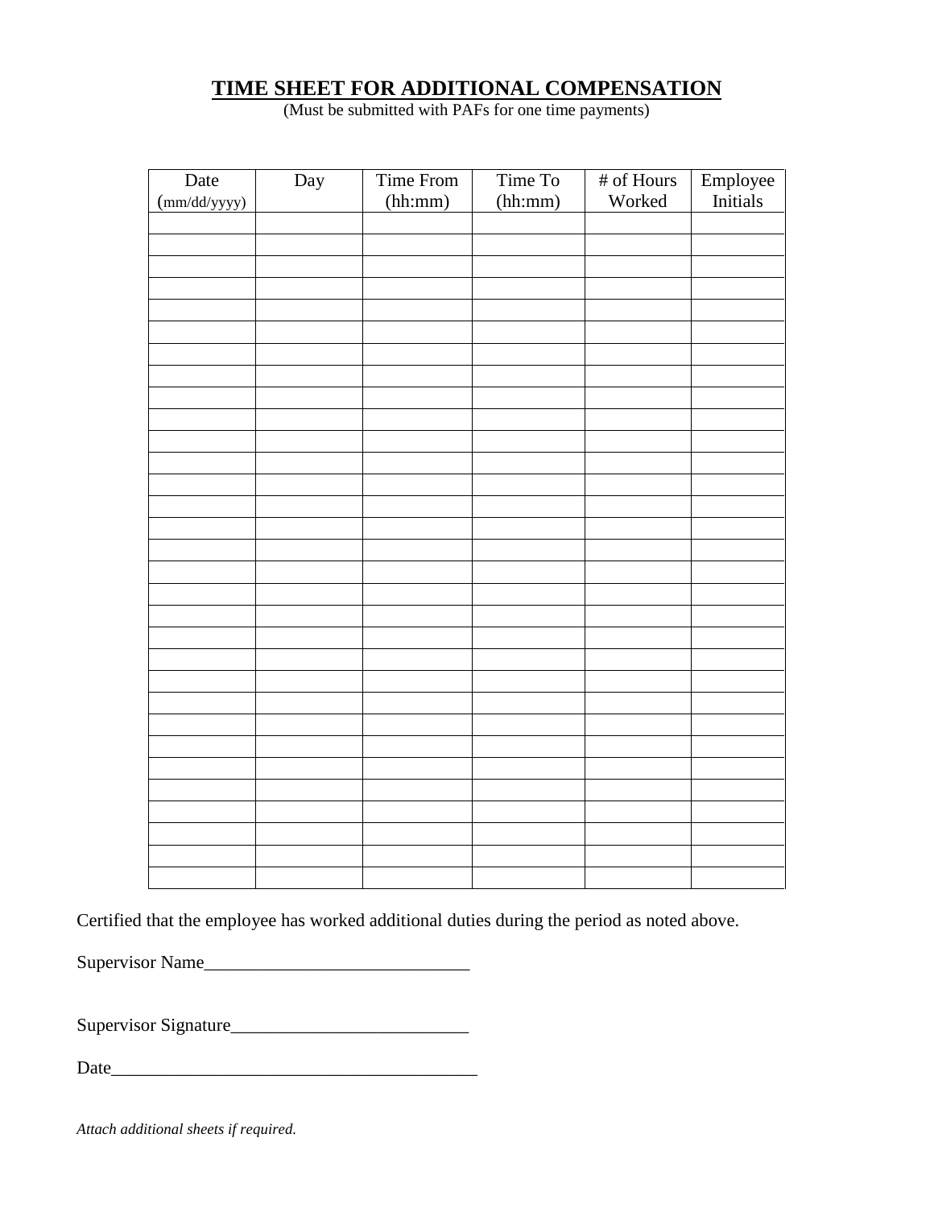# TIME SHEET FOR ADDITIONAL COMPENSATION

(Must be submitted with PAFs for one time payments)

| Date (mm/dd/yyyy) | Day | Time From (hh:mm) | Time To (hh:mm) | # of Hours Worked | Employee Initials |
|---|---|---|---|---|---|
| | | | | | |
| | | | | | |
| | | | | | |
| | | | | | |
| | | | | | |
| | | | | | |
| | | | | | |
| | | | | | |
| | | | | | |
| | | | | | |
| | | | | | |
| | | | | | |
| | | | | | |
| | | | | | |
| | | | | | |
| | | | | | |
| | | | | | |
| | | | | | |
| | | | | | |
| | | | | | |
| | | | | | |
| | | | | | |
| | | | | | |
| | | | | | |
| | | | | | |
| | | | | | |
| | | | | | |
| | | | | | |
| | | | | | |
| | | | | | |
| | | | | | |

Certified that the employee has worked additional duties during the period as noted above.

Supervisor Name_____________________________

Supervisor Signature__________________________

Date________________________________________

*Attach additional sheets if required.*